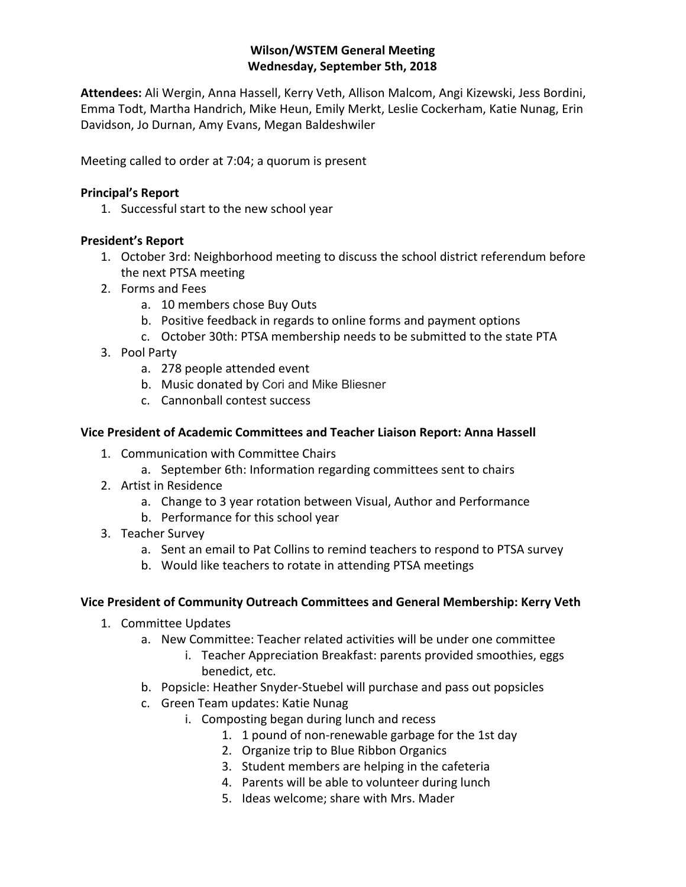**Wilson/WSTEM General Meeting**
**Wednesday, September 5th, 2018**

**Attendees:** Ali Wergin, Anna Hassell, Kerry Veth, Allison Malcom, Angi Kizewski, Jess Bordini, Emma Todt, Martha Handrich, Mike Heun, Emily Merkt, Leslie Cockerham, Katie Nunag, Erin Davidson, Jo Durnan, Amy Evans, Megan Baldeshwiler

Meeting called to order at 7:04; a quorum is present

**Principal's Report**

1. Successful start to the new school year

**President's Report**

1. October 3rd: Neighborhood meeting to discuss the school district referendum before the next PTSA meeting
2. Forms and Fees
    a. 10 members chose Buy Outs
    b. Positive feedback in regards to online forms and payment options
    c. October 30th: PTSA membership needs to be submitted to the state PTA
3. Pool Party
    a. 278 people attended event
    b. Music donated by Cori and Mike Bliesner
    c. Cannonball contest success

**Vice President of Academic Committees and Teacher Liaison Report: Anna Hassell**

1. Communication with Committee Chairs
    a. September 6th: Information regarding committees sent to chairs
2. Artist in Residence
    a. Change to 3 year rotation between Visual, Author and Performance
    b. Performance for this school year
3. Teacher Survey
    a. Sent an email to Pat Collins to remind teachers to respond to PTSA survey
    b. Would like teachers to rotate in attending PTSA meetings

**Vice President of Community Outreach Committees and General Membership: Kerry Veth**

1. Committee Updates
    a. New Committee: Teacher related activities will be under one committee
        i. Teacher Appreciation Breakfast: parents provided smoothies, eggs benedict, etc.
    b. Popsicle: Heather Snyder-Stuebel will purchase and pass out popsicles
    c. Green Team updates: Katie Nunag
        i. Composting began during lunch and recess
            1. 1 pound of non-renewable garbage for the 1st day
            2. Organize trip to Blue Ribbon Organics
            3. Student members are helping in the cafeteria
            4. Parents will be able to volunteer during lunch
            5. Ideas welcome; share with Mrs. Mader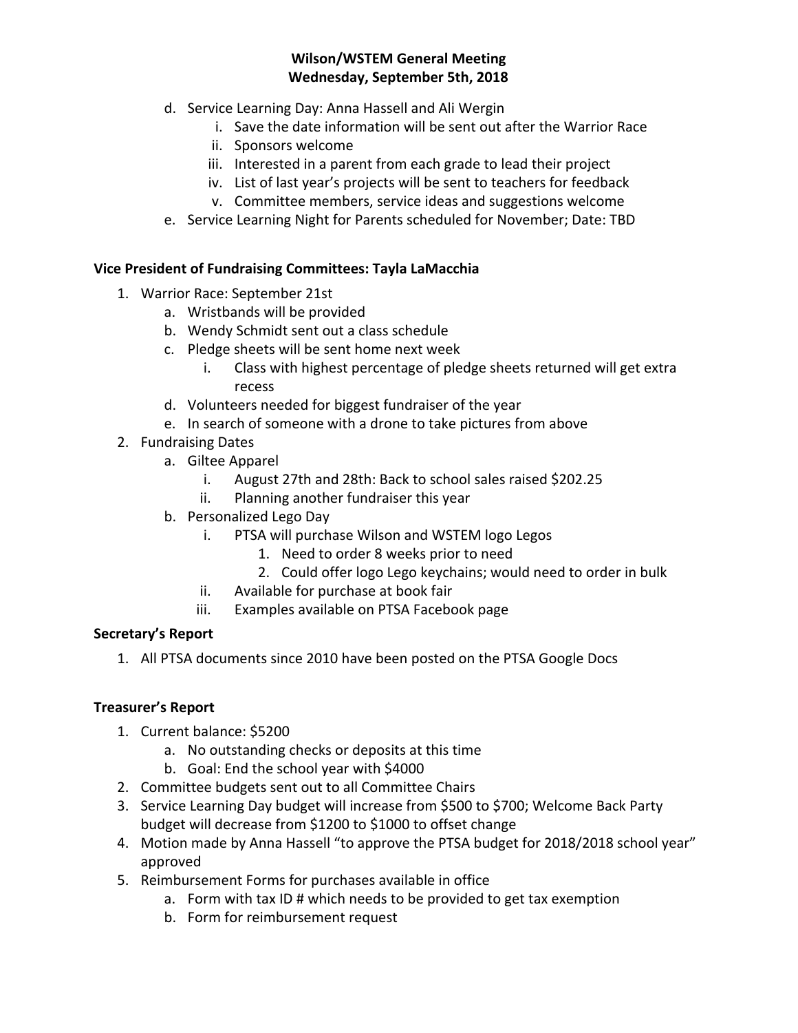**Wilson/WSTEM General Meeting**
**Wednesday, September 5th, 2018**

- d. Service Learning Day: Anna Hassell and Ali Wergin
  - i. Save the date information will be sent out after the Warrior Race
  - ii. Sponsors welcome
  - iii. Interested in a parent from each grade to lead their project
  - iv. List of last year's projects will be sent to teachers for feedback
  - v. Committee members, service ideas and suggestions welcome
- e. Service Learning Night for Parents scheduled for November; Date: TBD

**Vice President of Fundraising Committees: Tayla LaMacchia**

1. Warrior Race: September 21st
   - a. Wristbands will be provided
   - b. Wendy Schmidt sent out a class schedule
   - c. Pledge sheets will be sent home next week
     - i. Class with highest percentage of pledge sheets returned will get extra recess
   - d. Volunteers needed for biggest fundraiser of the year
   - e. In search of someone with a drone to take pictures from above
2. Fundraising Dates
   - a. Giltee Apparel
     - i. August 27th and 28th: Back to school sales raised $202.25
     - ii. Planning another fundraiser this year
   - b. Personalized Lego Day
     - i. PTSA will purchase Wilson and WSTEM logo Legos
       1. Need to order 8 weeks prior to need
       2. Could offer logo Lego keychains; would need to order in bulk
     - ii. Available for purchase at book fair
     - iii. Examples available on PTSA Facebook page

**Secretary's Report**

1. All PTSA documents since 2010 have been posted on the PTSA Google Docs

**Treasurer's Report**

1. Current balance: $5200
   - a. No outstanding checks or deposits at this time
   - b. Goal: End the school year with $4000
2. Committee budgets sent out to all Committee Chairs
3. Service Learning Day budget will increase from $500 to $700; Welcome Back Party budget will decrease from $1200 to $1000 to offset change
4. Motion made by Anna Hassell "to approve the PTSA budget for 2018/2018 school year" approved
5. Reimbursement Forms for purchases available in office
   - a. Form with tax ID # which needs to be provided to get tax exemption
   - b. Form for reimbursement request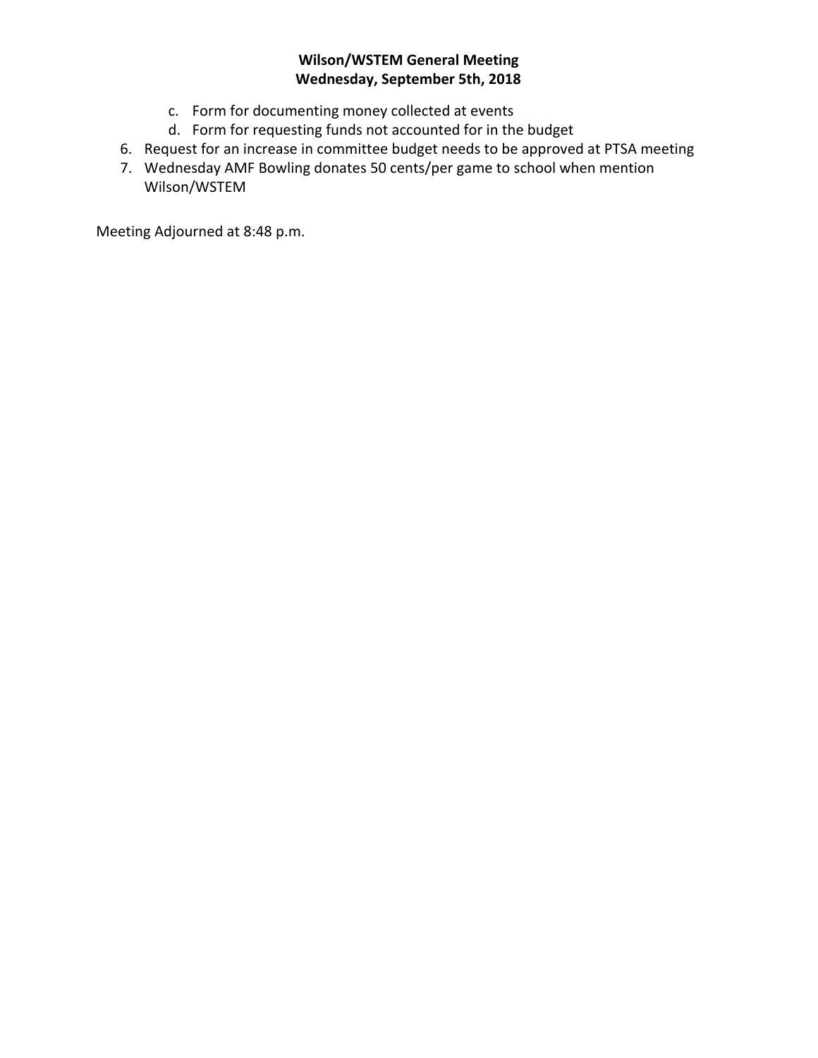c. Form for documenting money collected at events
d. Form for requesting funds not accounted for in the budget

6. Request for an increase in committee budget needs to be approved at PTSA meeting
7. Wednesday AMF Bowling donates 50 cents/per game to school when mention Wilson/WSTEM

Meeting Adjourned at 8:48 p.m.